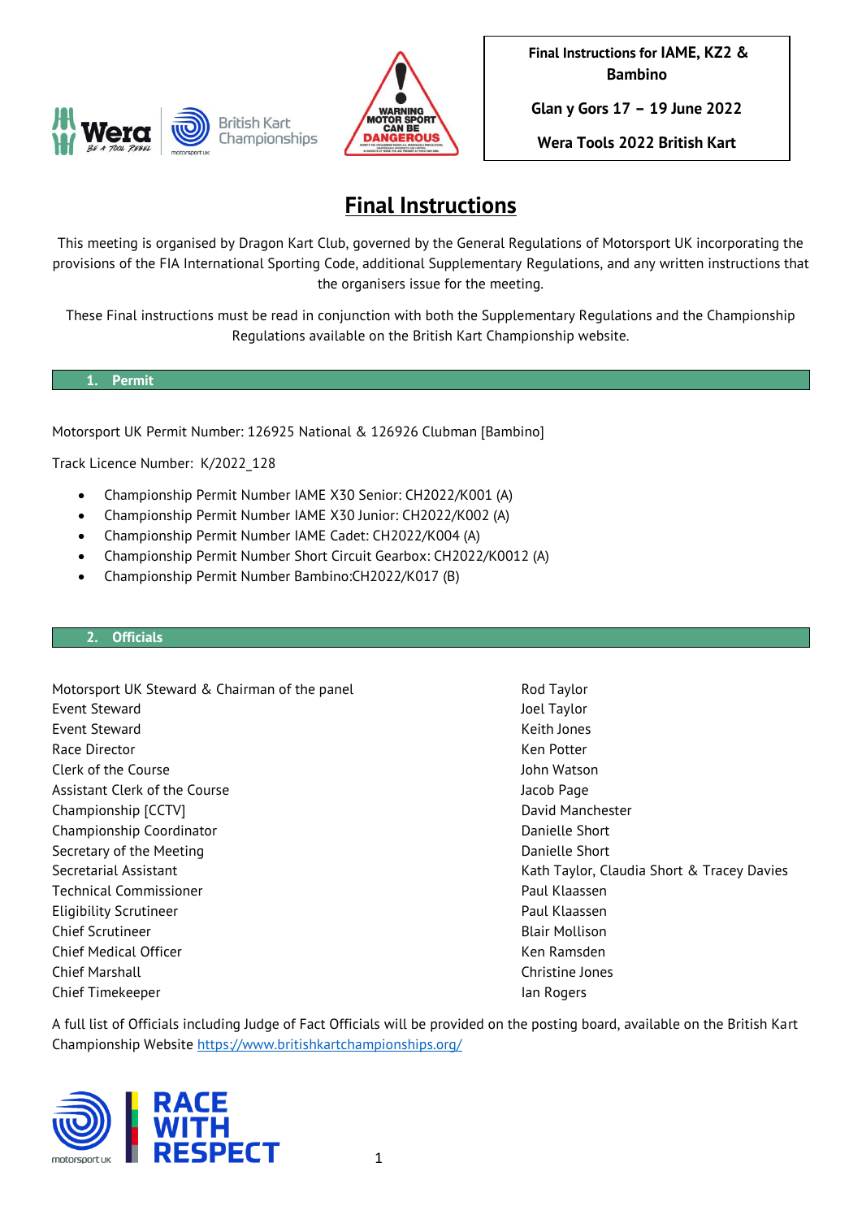**Final Instructions for IAME, KZ2 & Bambino**

**Glan y Gors 17 – 19 June 2022**

**Wera Tools 2022 British Kart**

# Final Instructions

This meeting is organised by Dragon Kart Club, governed by the General Regulations of Motorsport UK incorporating the provisions of the FIA International Sporting Code, additional Supplementary Regulations, and any written instructions that the organisers issue for the meeting.

These Final instructions must be read in conjunction with both the Supplementary Regulations and the Championship Regulations available on the British Kart Championship website.

## 1. Permit

Motorsport UK Permit Number: 126925 National & 126926 Clubman [Bambino]

Track Licence Number: K/2022_128

- Championship Permit Number IAME X30 Senior: CH2022/K001 (A)
- Championship Permit Number IAME X30 Junior: CH2022/K002 (A)
- Championship Permit Number IAME Cadet: CH2022/K004 (A)
- Championship Permit Number Short Circuit Gearbox: CH2022/K0012 (A)
- Championship Permit Number Bambino:CH2022/K017 (B)

## 2. Officials

| | |
|---|---|
| Motorsport UK Steward & Chairman of the panel | Rod Taylor |
| Event Steward | Joel Taylor |
| Event Steward | Keith Jones |
| Race Director | Ken Potter |
| Clerk of the Course | John Watson |
| Assistant Clerk of the Course | Jacob Page |
| Championship [CCTV] | David Manchester |
| Championship Coordinator | Danielle Short |
| Secretary of the Meeting | Danielle Short |
| Secretarial Assistant | Kath Taylor, Claudia Short & Tracey Davies |
| Technical Commissioner | Paul Klaassen |
| Eligibility Scrutineer | Paul Klaassen |
| Chief Scrutineer | Blair Mollison |
| Chief Medical Officer | Ken Ramsden |
| Chief Marshall | Christine Jones |
| Chief Timekeeper | Ian Rogers |

A full list of Officials including Judge of Fact Officials will be provided on the posting board, available on the British Kart Championship Website https://www.britishkartchampionships.org/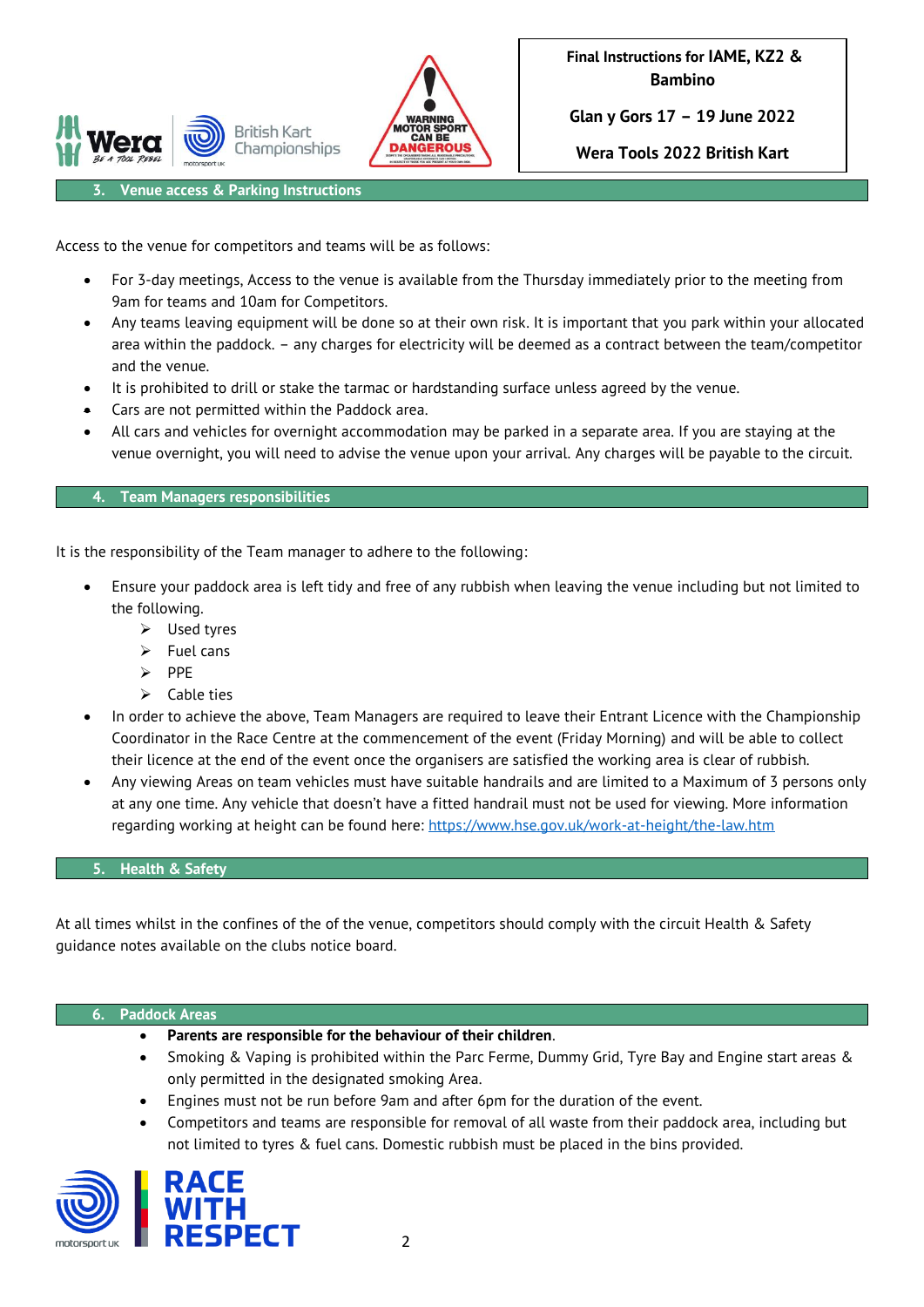## 3. Venue access & Parking Instructions

Access to the venue for competitors and teams will be as follows:

- For 3-day meetings, Access to the venue is available from the Thursday immediately prior to the meeting from 9am for teams and 10am for Competitors.
- Any teams leaving equipment will be done so at their own risk. It is important that you park within your allocated area within the paddock. – any charges for electricity will be deemed as a contract between the team/competitor and the venue.
- It is prohibited to drill or stake the tarmac or hardstanding surface unless agreed by the venue.
- Cars are not permitted within the Paddock area.
- All cars and vehicles for overnight accommodation may be parked in a separate area. If you are staying at the venue overnight, you will need to advise the venue upon your arrival. Any charges will be payable to the circuit.

## 4. Team Managers responsibilities

It is the responsibility of the Team manager to adhere to the following:

- Ensure your paddock area is left tidy and free of any rubbish when leaving the venue including but not limited to the following.
  - Used tyres
  - Fuel cans
  - PPE
  - Cable ties
- In order to achieve the above, Team Managers are required to leave their Entrant Licence with the Championship Coordinator in the Race Centre at the commencement of the event (Friday Morning) and will be able to collect their licence at the end of the event once the organisers are satisfied the working area is clear of rubbish.
- Any viewing Areas on team vehicles must have suitable handrails and are limited to a Maximum of 3 persons only at any one time. Any vehicle that doesn't have a fitted handrail must not be used for viewing. More information regarding working at height can be found here: https://www.hse.gov.uk/work-at-height/the-law.htm

## 5. Health & Safety

At all times whilst in the confines of the of the venue, competitors should comply with the circuit Health & Safety guidance notes available on the clubs notice board.

## 6. Paddock Areas

- **Parents are responsible for the behaviour of their children**.
- Smoking & Vaping is prohibited within the Parc Ferme, Dummy Grid, Tyre Bay and Engine start areas & only permitted in the designated smoking Area.
- Engines must not be run before 9am and after 6pm for the duration of the event.
- Competitors and teams are responsible for removal of all waste from their paddock area, including but not limited to tyres & fuel cans. Domestic rubbish must be placed in the bins provided.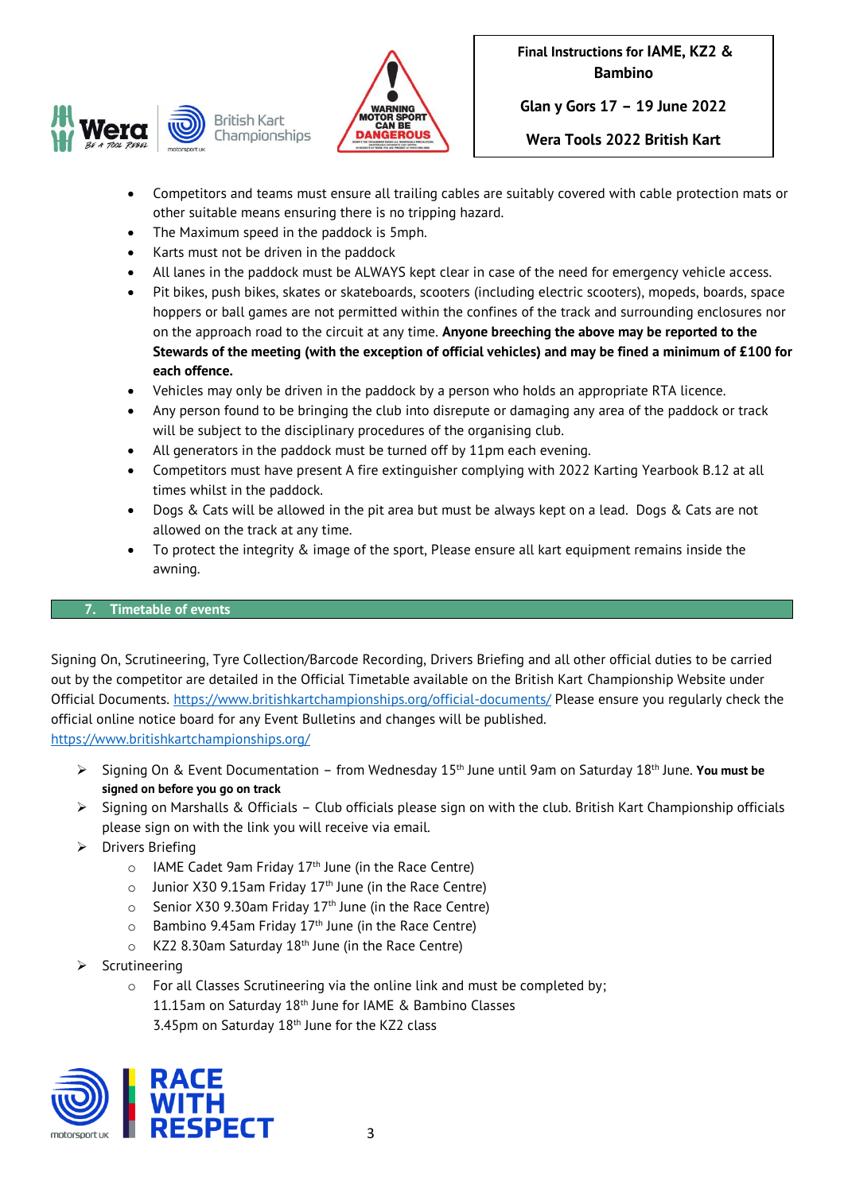- Competitors and teams must ensure all trailing cables are suitably covered with cable protection mats or other suitable means ensuring there is no tripping hazard.
- The Maximum speed in the paddock is 5mph.
- Karts must not be driven in the paddock
- All lanes in the paddock must be ALWAYS kept clear in case of the need for emergency vehicle access.
- Pit bikes, push bikes, skates or skateboards, scooters (including electric scooters), mopeds, boards, space hoppers or ball games are not permitted within the confines of the track and surrounding enclosures nor on the approach road to the circuit at any time. **Anyone breeching the above may be reported to the Stewards of the meeting (with the exception of official vehicles) and may be fined a minimum of £100 for each offence.**
- Vehicles may only be driven in the paddock by a person who holds an appropriate RTA licence.
- Any person found to be bringing the club into disrepute or damaging any area of the paddock or track will be subject to the disciplinary procedures of the organising club.
- All generators in the paddock must be turned off by 11pm each evening.
- Competitors must have present A fire extinguisher complying with 2022 Karting Yearbook B.12 at all times whilst in the paddock.
- Dogs & Cats will be allowed in the pit area but must be always kept on a lead. Dogs & Cats are not allowed on the track at any time.
- To protect the integrity & image of the sport, Please ensure all kart equipment remains inside the awning.

## 7. Timetable of events

Signing On, Scrutineering, Tyre Collection/Barcode Recording, Drivers Briefing and all other official duties to be carried out by the competitor are detailed in the Official Timetable available on the British Kart Championship Website under Official Documents. https://www.britishkartchampionships.org/official-documents/ Please ensure you regularly check the official online notice board for any Event Bulletins and changes will be published. https://www.britishkartchampionships.org/

- Signing On & Event Documentation – from Wednesday 15th June until 9am on Saturday 18th June. **You must be signed on before you go on track**
- Signing on Marshalls & Officials – Club officials please sign on with the club. British Kart Championship officials please sign on with the link you will receive via email.
- Drivers Briefing
    - IAME Cadet 9am Friday 17th June (in the Race Centre)
    - Junior X30 9.15am Friday 17th June (in the Race Centre)
    - Senior X30 9.30am Friday 17th June (in the Race Centre)
    - Bambino 9.45am Friday 17th June (in the Race Centre)
    - KZ2 8.30am Saturday 18th June (in the Race Centre)
- Scrutineering
    - For all Classes Scrutineering via the online link and must be completed by;
      11.15am on Saturday 18th June for IAME & Bambino Classes
      3.45pm on Saturday 18th June for the KZ2 class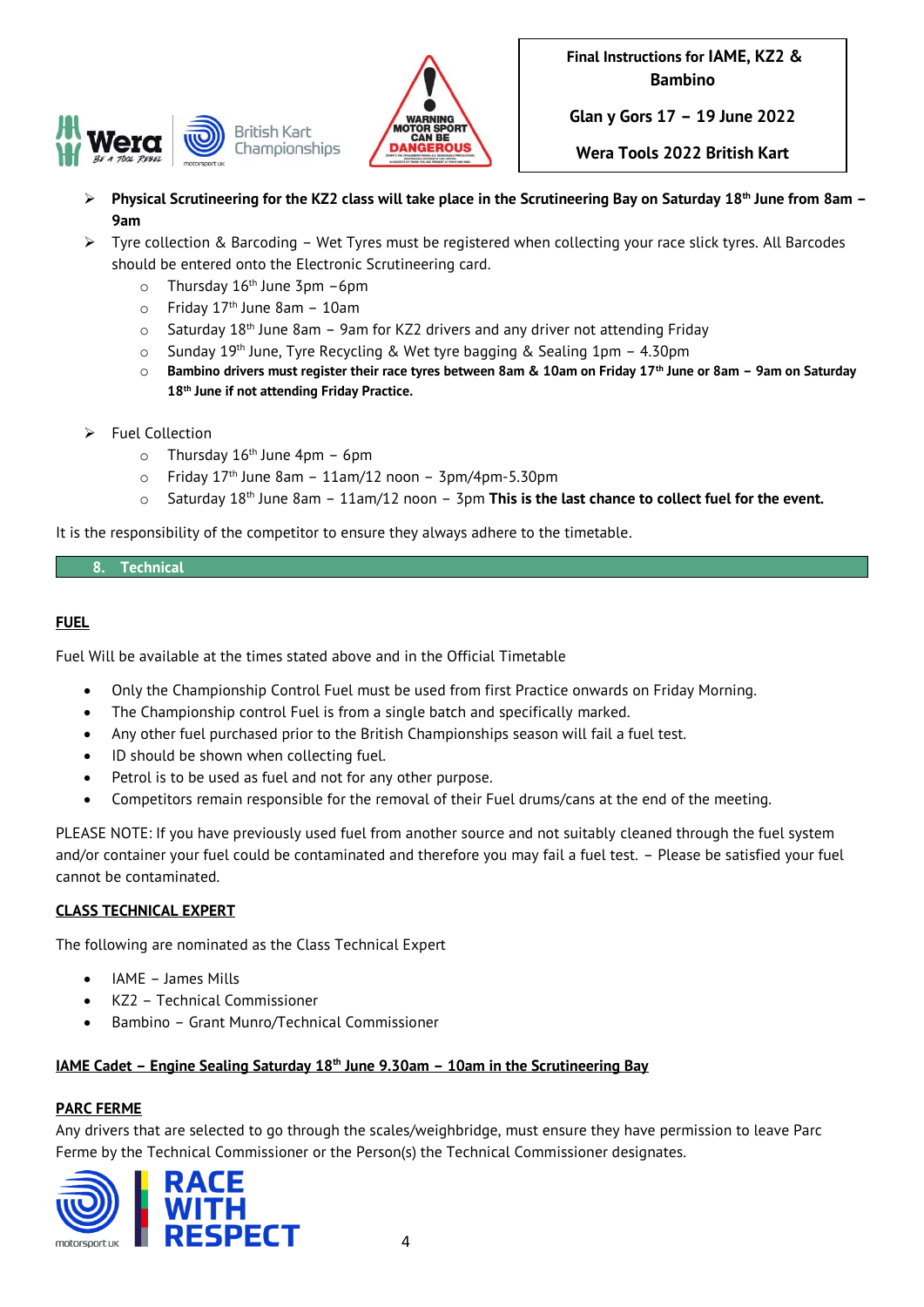- **Physical Scrutineering for the KZ2 class will take place in the Scrutineering Bay on Saturday 18th June from 8am – 9am**
- Tyre collection & Barcoding – Wet Tyres must be registered when collecting your race slick tyres. All Barcodes should be entered onto the Electronic Scrutineering card.
  - Thursday 16th June 3pm –6pm
  - Friday 17th June 8am – 10am
  - Saturday 18th June 8am – 9am for KZ2 drivers and any driver not attending Friday
  - Sunday 19th June, Tyre Recycling & Wet tyre bagging & Sealing 1pm – 4.30pm
  - **Bambino drivers must register their race tyres between 8am & 10am on Friday 17th June or 8am – 9am on Saturday 18th June if not attending Friday Practice.**

- Fuel Collection
  - Thursday 16th June 4pm – 6pm
  - Friday 17th June 8am – 11am/12 noon – 3pm/4pm-5.30pm
  - Saturday 18th June 8am – 11am/12 noon – 3pm **This is the last chance to collect fuel for the event.**

It is the responsibility of the competitor to ensure they always adhere to the timetable.

## 8. Technical

**FUEL**

Fuel Will be available at the times stated above and in the Official Timetable

- Only the Championship Control Fuel must be used from first Practice onwards on Friday Morning.
- The Championship control Fuel is from a single batch and specifically marked.
- Any other fuel purchased prior to the British Championships season will fail a fuel test.
- ID should be shown when collecting fuel.
- Petrol is to be used as fuel and not for any other purpose.
- Competitors remain responsible for the removal of their Fuel drums/cans at the end of the meeting.

PLEASE NOTE: If you have previously used fuel from another source and not suitably cleaned through the fuel system and/or container your fuel could be contaminated and therefore you may fail a fuel test. – Please be satisfied your fuel cannot be contaminated.

**CLASS TECHNICAL EXPERT**

The following are nominated as the Class Technical Expert

- IAME – James Mills
- KZ2 – Technical Commissioner
- Bambino – Grant Munro/Technical Commissioner

**IAME Cadet – Engine Sealing Saturday 18th June 9.30am – 10am in the Scrutineering Bay**

**PARC FERME**

Any drivers that are selected to go through the scales/weighbridge, must ensure they have permission to leave Parc Ferme by the Technical Commissioner or the Person(s) the Technical Commissioner designates.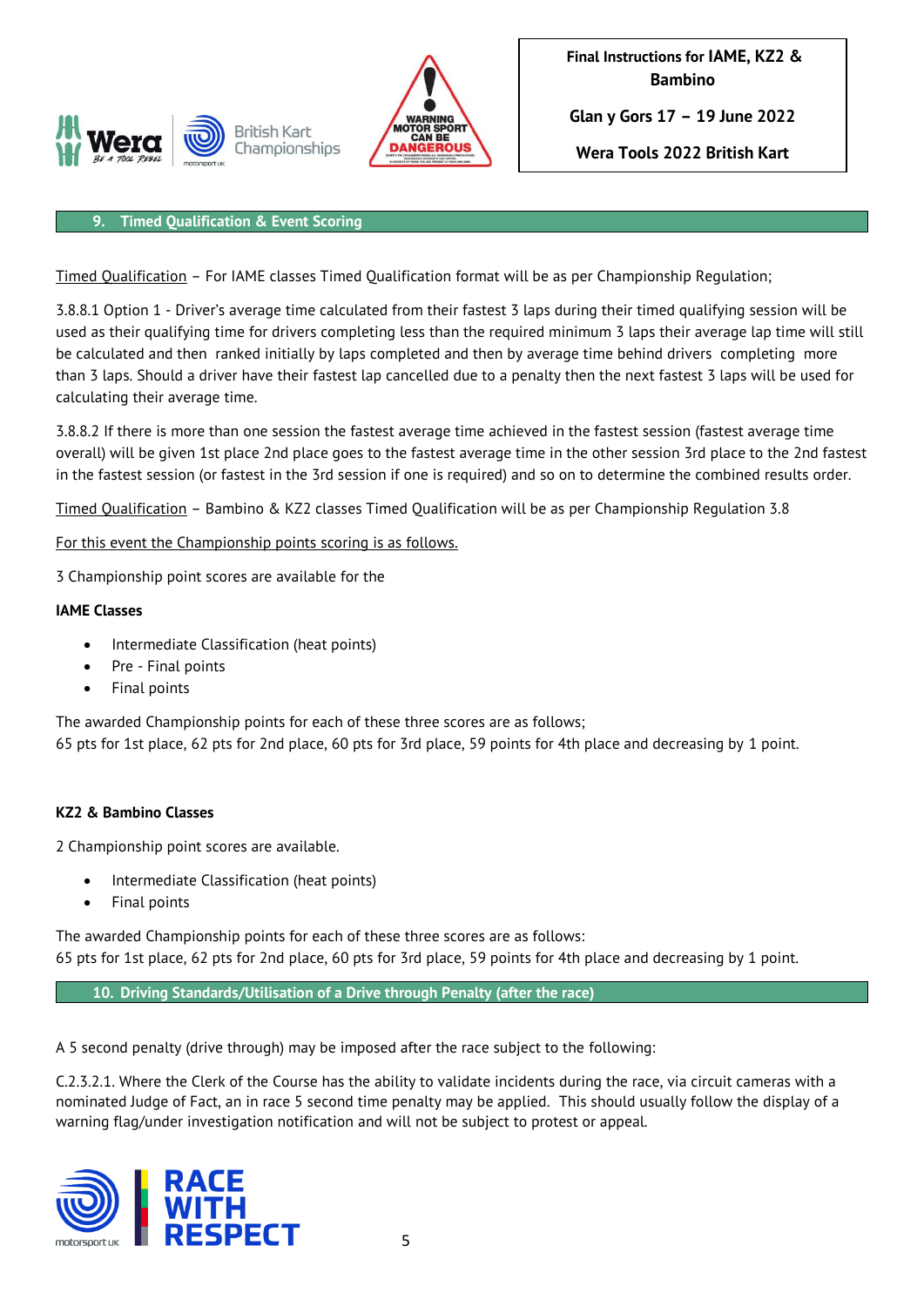## 9. Timed Qualification & Event Scoring

Timed Qualification – For IAME classes Timed Qualification format will be as per Championship Regulation;

3.8.8.1 Option 1 - Driver's average time calculated from their fastest 3 laps during their timed qualifying session will be used as their qualifying time for drivers completing less than the required minimum 3 laps their average lap time will still be calculated and then ranked initially by laps completed and then by average time behind drivers completing more than 3 laps. Should a driver have their fastest lap cancelled due to a penalty then the next fastest 3 laps will be used for calculating their average time.

3.8.8.2 If there is more than one session the fastest average time achieved in the fastest session (fastest average time overall) will be given 1st place 2nd place goes to the fastest average time in the other session 3rd place to the 2nd fastest in the fastest session (or fastest in the 3rd session if one is required) and so on to determine the combined results order.

Timed Qualification – Bambino & KZ2 classes Timed Qualification will be as per Championship Regulation 3.8

For this event the Championship points scoring is as follows.

3 Championship point scores are available for the

**IAME Classes**

- Intermediate Classification (heat points)
- Pre - Final points
- Final points

The awarded Championship points for each of these three scores are as follows;
65 pts for 1st place, 62 pts for 2nd place, 60 pts for 3rd place, 59 points for 4th place and decreasing by 1 point.

**KZ2 & Bambino Classes**

2 Championship point scores are available.

- Intermediate Classification (heat points)
- Final points

The awarded Championship points for each of these three scores are as follows:
65 pts for 1st place, 62 pts for 2nd place, 60 pts for 3rd place, 59 points for 4th place and decreasing by 1 point.

## 10. Driving Standards/Utilisation of a Drive through Penalty (after the race)

A 5 second penalty (drive through) may be imposed after the race subject to the following:

C.2.3.2.1. Where the Clerk of the Course has the ability to validate incidents during the race, via circuit cameras with a nominated Judge of Fact, an in race 5 second time penalty may be applied. This should usually follow the display of a warning flag/under investigation notification and will not be subject to protest or appeal.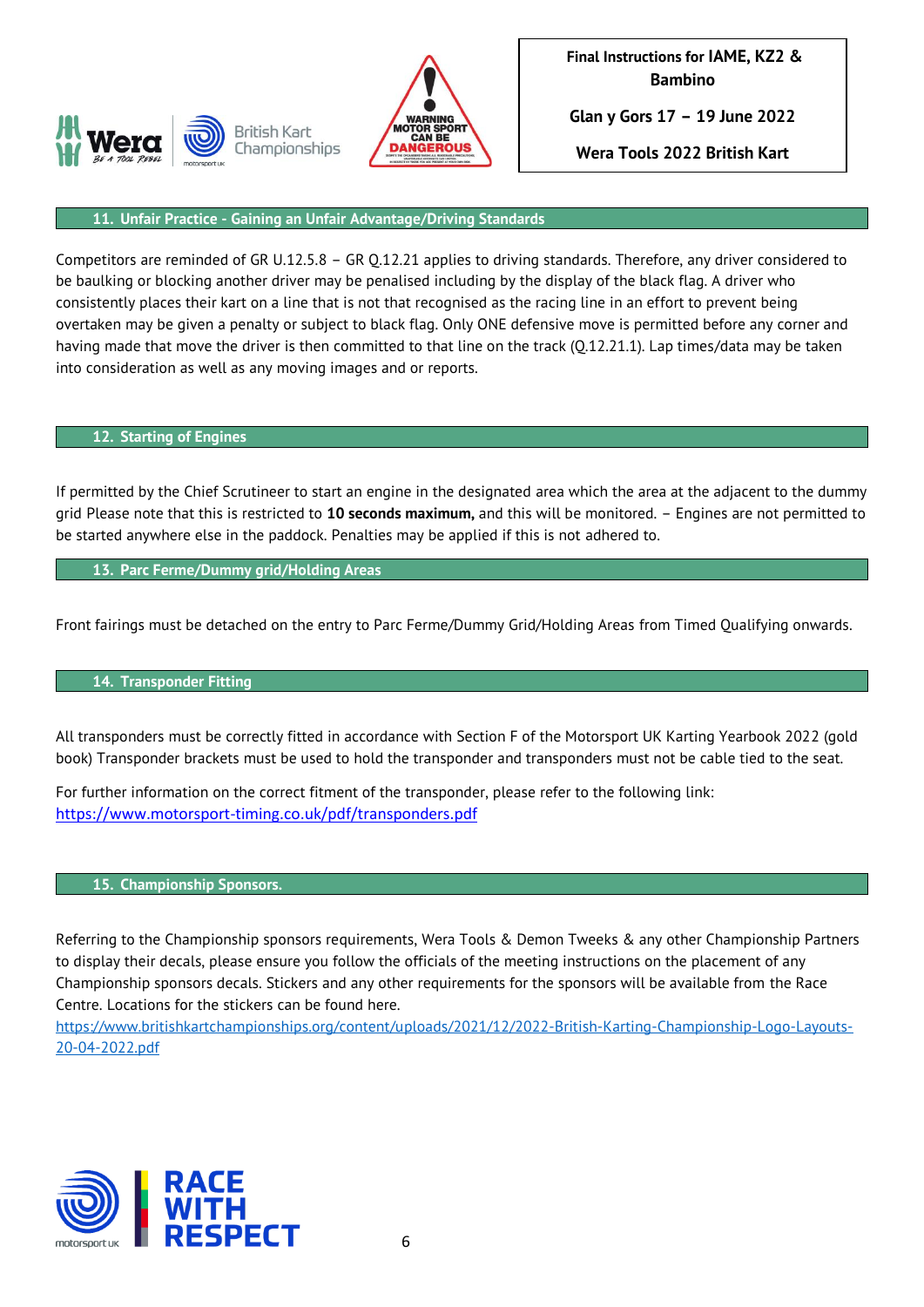## 11. Unfair Practice - Gaining an Unfair Advantage/Driving Standards

Competitors are reminded of GR U.12.5.8 – GR Q.12.21 applies to driving standards. Therefore, any driver considered to be baulking or blocking another driver may be penalised including by the display of the black flag. A driver who consistently places their kart on a line that is not that recognised as the racing line in an effort to prevent being overtaken may be given a penalty or subject to black flag. Only ONE defensive move is permitted before any corner and having made that move the driver is then committed to that line on the track (Q.12.21.1). Lap times/data may be taken into consideration as well as any moving images and or reports.

## 12. Starting of Engines

If permitted by the Chief Scrutineer to start an engine in the designated area which the area at the adjacent to the dummy grid Please note that this is restricted to **10 seconds maximum,** and this will be monitored. – Engines are not permitted to be started anywhere else in the paddock. Penalties may be applied if this is not adhered to.

## 13. Parc Ferme/Dummy grid/Holding Areas

Front fairings must be detached on the entry to Parc Ferme/Dummy Grid/Holding Areas from Timed Qualifying onwards.

## 14. Transponder Fitting

All transponders must be correctly fitted in accordance with Section F of the Motorsport UK Karting Yearbook 2022 (gold book) Transponder brackets must be used to hold the transponder and transponders must not be cable tied to the seat.

For further information on the correct fitment of the transponder, please refer to the following link: https://www.motorsport-timing.co.uk/pdf/transponders.pdf

## 15. Championship Sponsors.

Referring to the Championship sponsors requirements, Wera Tools & Demon Tweeks & any other Championship Partners to display their decals, please ensure you follow the officials of the meeting instructions on the placement of any Championship sponsors decals. Stickers and any other requirements for the sponsors will be available from the Race Centre. Locations for the stickers can be found here.
https://www.britishkartchampionships.org/content/uploads/2021/12/2022-British-Karting-Championship-Logo-Layouts-20-04-2022.pdf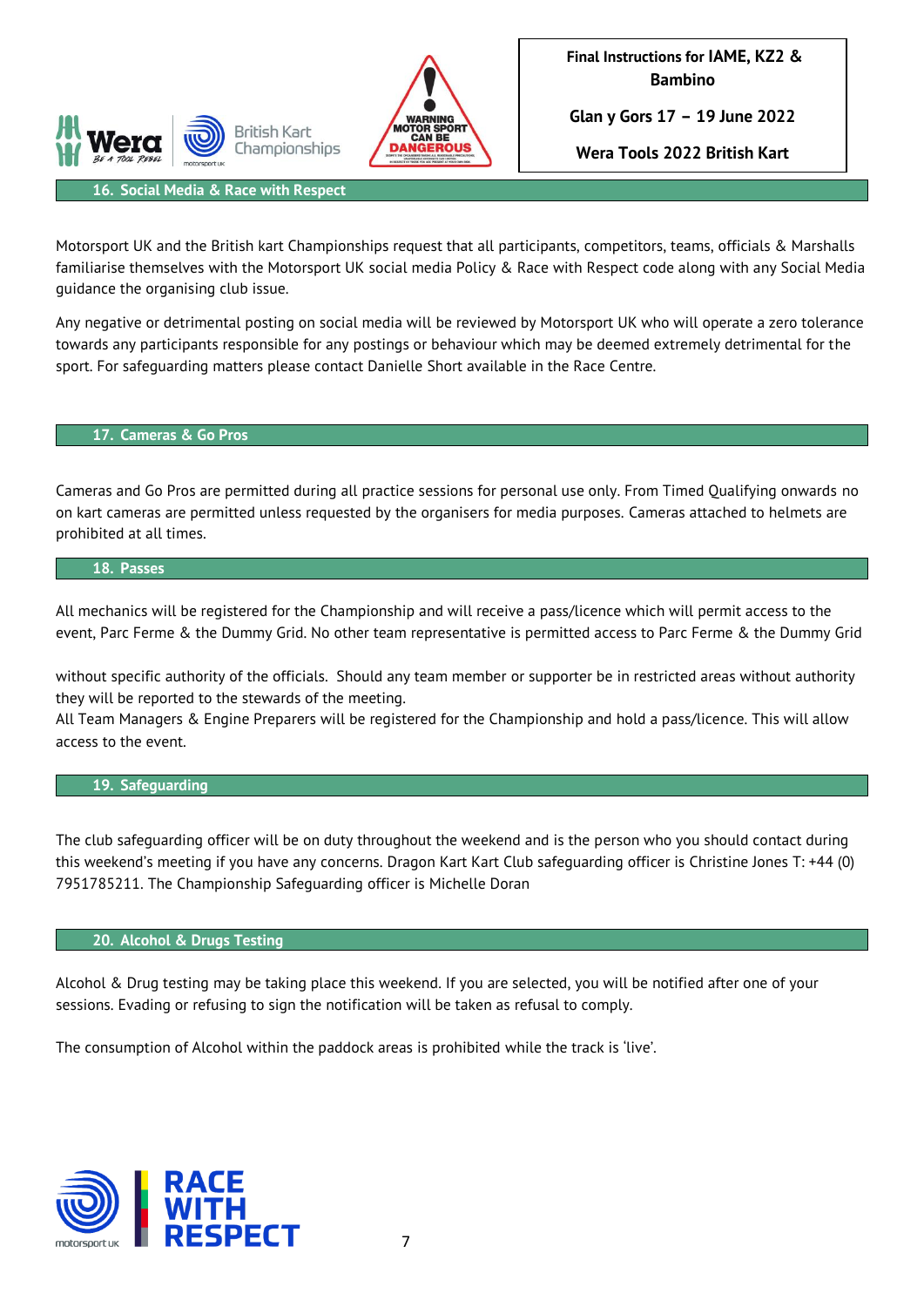## 16. Social Media & Race with Respect

Motorsport UK and the British kart Championships request that all participants, competitors, teams, officials & Marshalls familiarise themselves with the Motorsport UK social media Policy & Race with Respect code along with any Social Media guidance the organising club issue.

Any negative or detrimental posting on social media will be reviewed by Motorsport UK who will operate a zero tolerance towards any participants responsible for any postings or behaviour which may be deemed extremely detrimental for the sport. For safeguarding matters please contact Danielle Short available in the Race Centre.

## 17. Cameras & Go Pros

Cameras and Go Pros are permitted during all practice sessions for personal use only. From Timed Qualifying onwards no on kart cameras are permitted unless requested by the organisers for media purposes. Cameras attached to helmets are prohibited at all times.

## 18. Passes

All mechanics will be registered for the Championship and will receive a pass/licence which will permit access to the event, Parc Ferme & the Dummy Grid. No other team representative is permitted access to Parc Ferme & the Dummy Grid

without specific authority of the officials. Should any team member or supporter be in restricted areas without authority they will be reported to the stewards of the meeting.
All Team Managers & Engine Preparers will be registered for the Championship and hold a pass/licence. This will allow access to the event.

## 19. Safeguarding

The club safeguarding officer will be on duty throughout the weekend and is the person who you should contact during this weekend's meeting if you have any concerns. Dragon Kart Kart Club safeguarding officer is Christine Jones T: +44 (0) 7951785211. The Championship Safeguarding officer is Michelle Doran

## 20. Alcohol & Drugs Testing

Alcohol & Drug testing may be taking place this weekend. If you are selected, you will be notified after one of your sessions. Evading or refusing to sign the notification will be taken as refusal to comply.

The consumption of Alcohol within the paddock areas is prohibited while the track is 'live'.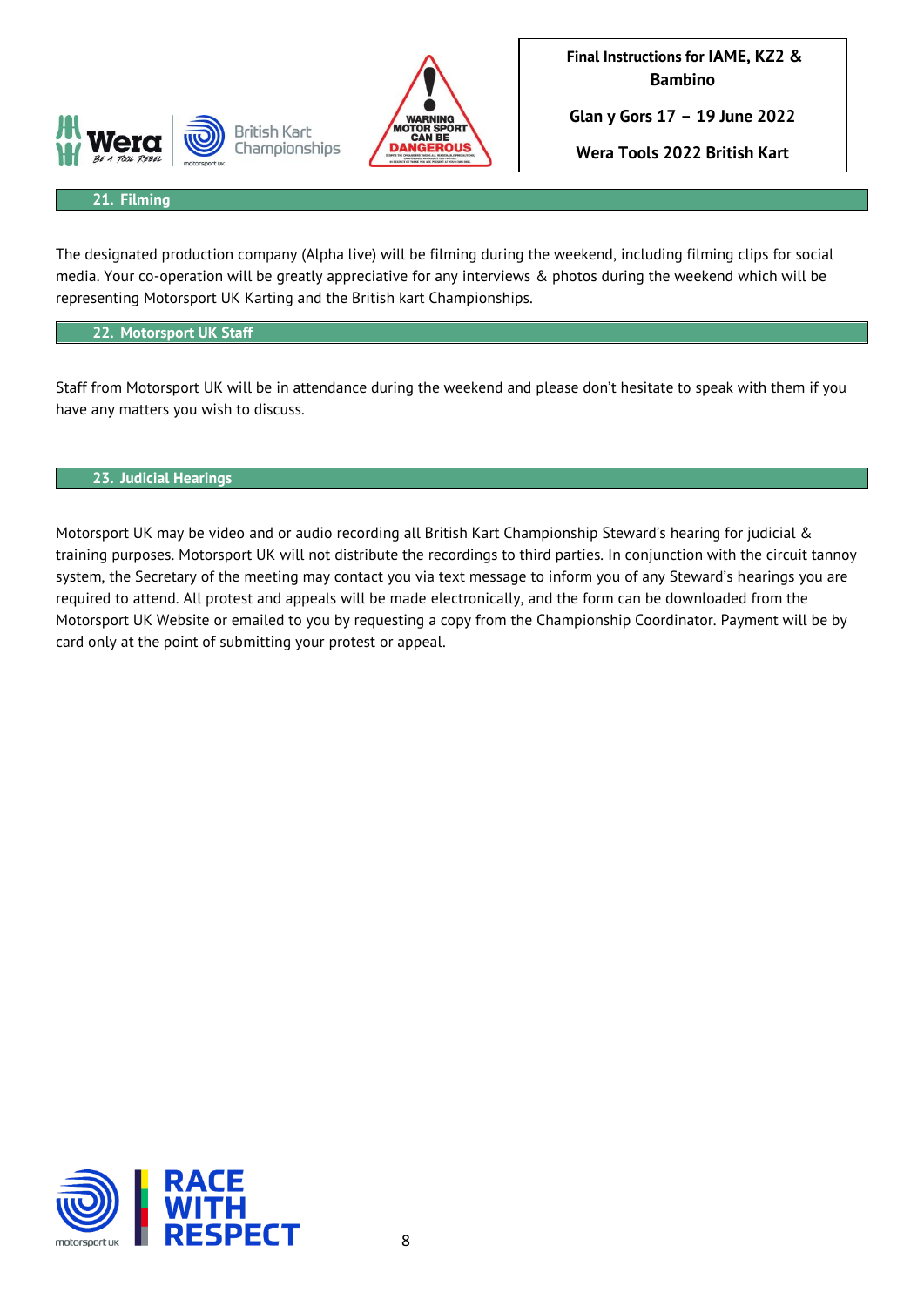## 21. Filming

The designated production company (Alpha live) will be filming during the weekend, including filming clips for social media. Your co-operation will be greatly appreciative for any interviews & photos during the weekend which will be representing Motorsport UK Karting and the British kart Championships.

## 22. Motorsport UK Staff

Staff from Motorsport UK will be in attendance during the weekend and please don't hesitate to speak with them if you have any matters you wish to discuss.

## 23. Judicial Hearings

Motorsport UK may be video and or audio recording all British Kart Championship Steward's hearing for judicial & training purposes. Motorsport UK will not distribute the recordings to third parties. In conjunction with the circuit tannoy system, the Secretary of the meeting may contact you via text message to inform you of any Steward's hearings you are required to attend. All protest and appeals will be made electronically, and the form can be downloaded from the Motorsport UK Website or emailed to you by requesting a copy from the Championship Coordinator. Payment will be by card only at the point of submitting your protest or appeal.